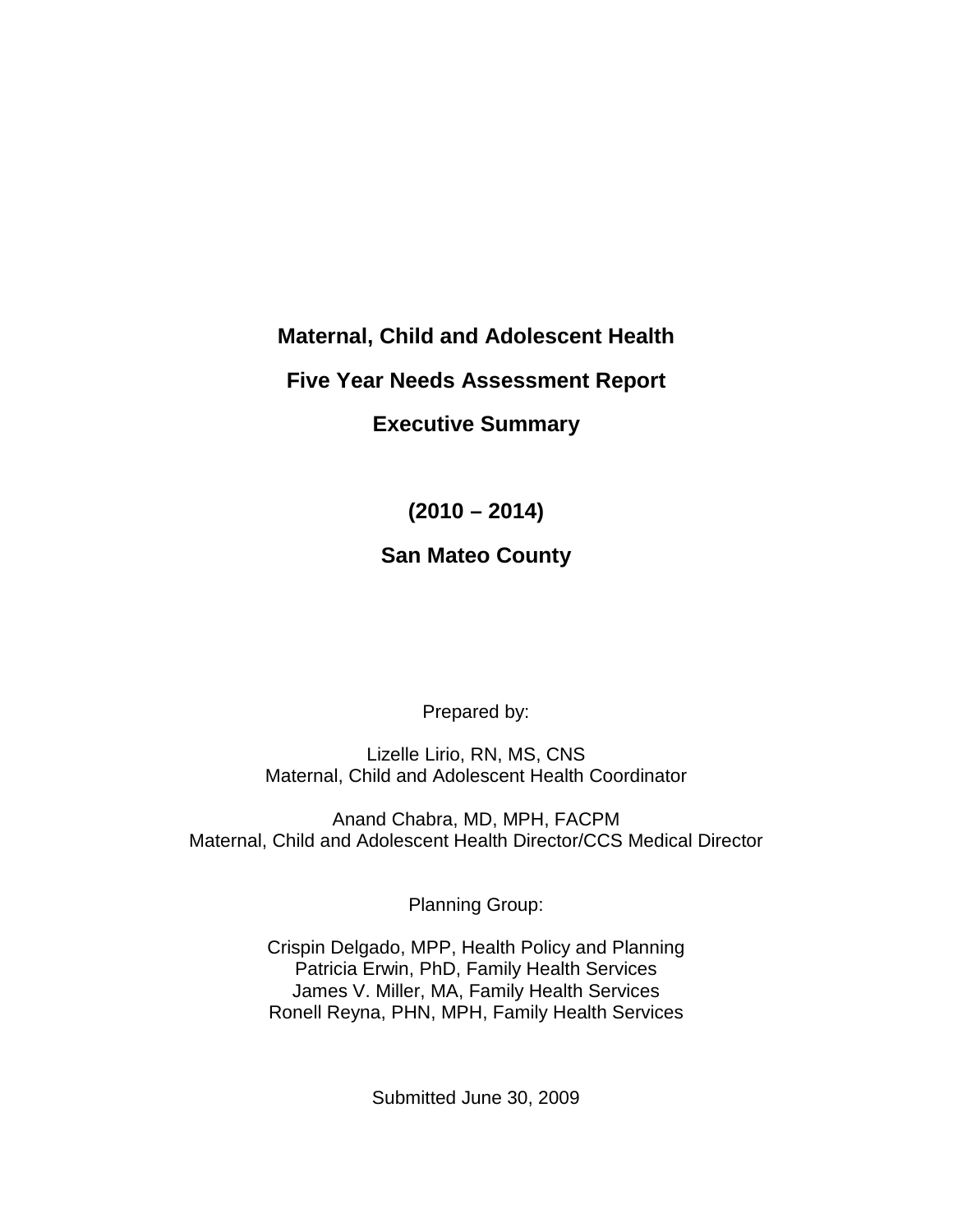# Maternal, Child and Adolescent Health

# Five Year Needs Assessment Report

# Executive Summary

## (2010 – 2014)

## San Mateo County

Prepared by:

Lizelle Lirio, RN, MS, CNS
Maternal, Child and Adolescent Health Coordinator

Anand Chabra, MD, MPH, FACPM
Maternal, Child and Adolescent Health Director/CCS Medical Director

Planning Group:

Crispin Delgado, MPP, Health Policy and Planning
Patricia Erwin, PhD, Family Health Services
James V. Miller, MA, Family Health Services
Ronell Reyna, PHN, MPH, Family Health Services

Submitted June 30, 2009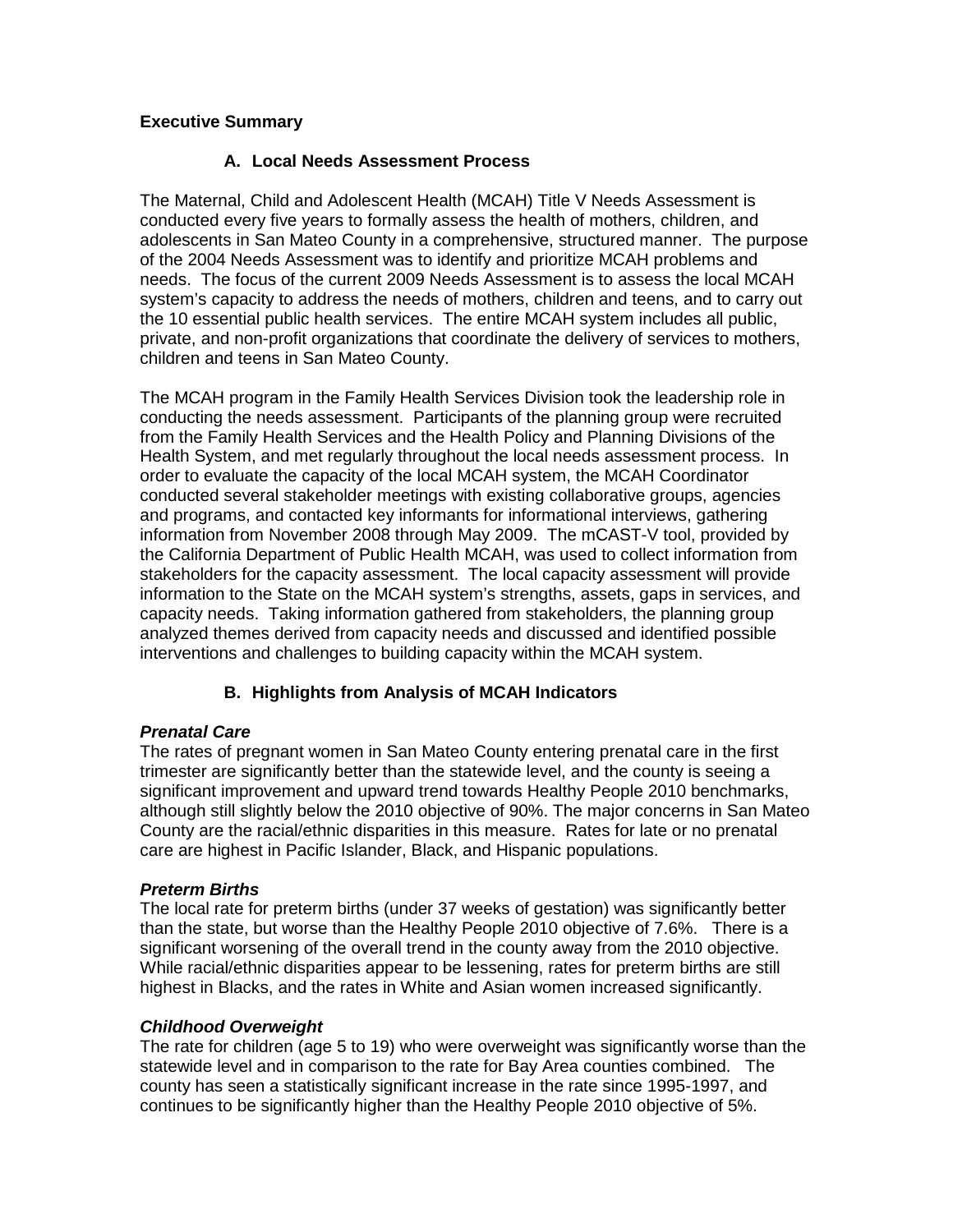**Executive Summary**

### A. Local Needs Assessment Process

The Maternal, Child and Adolescent Health (MCAH) Title V Needs Assessment is conducted every five years to formally assess the health of mothers, children, and adolescents in San Mateo County in a comprehensive, structured manner. The purpose of the 2004 Needs Assessment was to identify and prioritize MCAH problems and needs. The focus of the current 2009 Needs Assessment is to assess the local MCAH system's capacity to address the needs of mothers, children and teens, and to carry out the 10 essential public health services. The entire MCAH system includes all public, private, and non-profit organizations that coordinate the delivery of services to mothers, children and teens in San Mateo County.

The MCAH program in the Family Health Services Division took the leadership role in conducting the needs assessment. Participants of the planning group were recruited from the Family Health Services and the Health Policy and Planning Divisions of the Health System, and met regularly throughout the local needs assessment process. In order to evaluate the capacity of the local MCAH system, the MCAH Coordinator conducted several stakeholder meetings with existing collaborative groups, agencies and programs, and contacted key informants for informational interviews, gathering information from November 2008 through May 2009. The mCAST-V tool, provided by the California Department of Public Health MCAH, was used to collect information from stakeholders for the capacity assessment. The local capacity assessment will provide information to the State on the MCAH system's strengths, assets, gaps in services, and capacity needs. Taking information gathered from stakeholders, the planning group analyzed themes derived from capacity needs and discussed and identified possible interventions and challenges to building capacity within the MCAH system.

### B. Highlights from Analysis of MCAH Indicators

***Prenatal Care***
The rates of pregnant women in San Mateo County entering prenatal care in the first trimester are significantly better than the statewide level, and the county is seeing a significant improvement and upward trend towards Healthy People 2010 benchmarks, although still slightly below the 2010 objective of 90%. The major concerns in San Mateo County are the racial/ethnic disparities in this measure. Rates for late or no prenatal care are highest in Pacific Islander, Black, and Hispanic populations.

***Preterm Births***
The local rate for preterm births (under 37 weeks of gestation) was significantly better than the state, but worse than the Healthy People 2010 objective of 7.6%. There is a significant worsening of the overall trend in the county away from the 2010 objective. While racial/ethnic disparities appear to be lessening, rates for preterm births are still highest in Blacks, and the rates in White and Asian women increased significantly.

***Childhood Overweight***
The rate for children (age 5 to 19) who were overweight was significantly worse than the statewide level and in comparison to the rate for Bay Area counties combined. The county has seen a statistically significant increase in the rate since 1995-1997, and continues to be significantly higher than the Healthy People 2010 objective of 5%.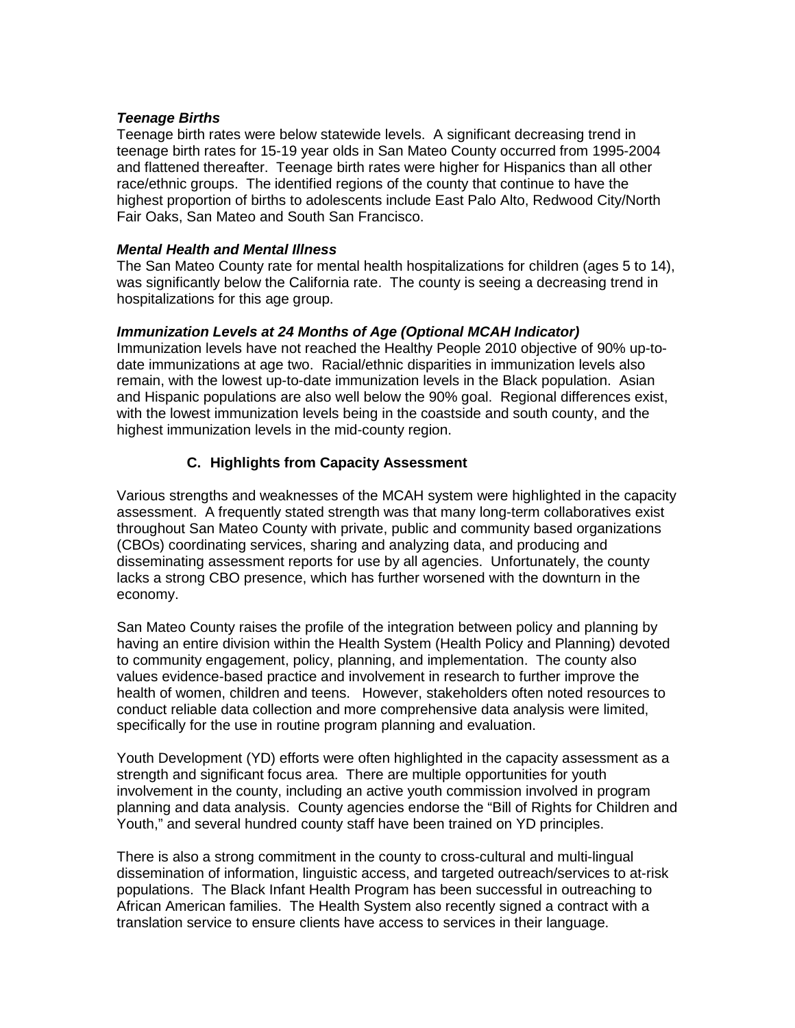***Teenage Births***

Teenage birth rates were below statewide levels. A significant decreasing trend in teenage birth rates for 15-19 year olds in San Mateo County occurred from 1995-2004 and flattened thereafter. Teenage birth rates were higher for Hispanics than all other race/ethnic groups. The identified regions of the county that continue to have the highest proportion of births to adolescents include East Palo Alto, Redwood City/North Fair Oaks, San Mateo and South San Francisco.

***Mental Health and Mental Illness***

The San Mateo County rate for mental health hospitalizations for children (ages 5 to 14), was significantly below the California rate. The county is seeing a decreasing trend in hospitalizations for this age group.

***Immunization Levels at 24 Months of Age (Optional MCAH Indicator)***

Immunization levels have not reached the Healthy People 2010 objective of 90% up-to-date immunizations at age two. Racial/ethnic disparities in immunization levels also remain, with the lowest up-to-date immunization levels in the Black population. Asian and Hispanic populations are also well below the 90% goal. Regional differences exist, with the lowest immunization levels being in the coastside and south county, and the highest immunization levels in the mid-county region.

### C. Highlights from Capacity Assessment

Various strengths and weaknesses of the MCAH system were highlighted in the capacity assessment. A frequently stated strength was that many long-term collaboratives exist throughout San Mateo County with private, public and community based organizations (CBOs) coordinating services, sharing and analyzing data, and producing and disseminating assessment reports for use by all agencies. Unfortunately, the county lacks a strong CBO presence, which has further worsened with the downturn in the economy.

San Mateo County raises the profile of the integration between policy and planning by having an entire division within the Health System (Health Policy and Planning) devoted to community engagement, policy, planning, and implementation. The county also values evidence-based practice and involvement in research to further improve the health of women, children and teens. However, stakeholders often noted resources to conduct reliable data collection and more comprehensive data analysis were limited, specifically for the use in routine program planning and evaluation.

Youth Development (YD) efforts were often highlighted in the capacity assessment as a strength and significant focus area. There are multiple opportunities for youth involvement in the county, including an active youth commission involved in program planning and data analysis. County agencies endorse the "Bill of Rights for Children and Youth," and several hundred county staff have been trained on YD principles.

There is also a strong commitment in the county to cross-cultural and multi-lingual dissemination of information, linguistic access, and targeted outreach/services to at-risk populations. The Black Infant Health Program has been successful in outreaching to African American families. The Health System also recently signed a contract with a translation service to ensure clients have access to services in their language.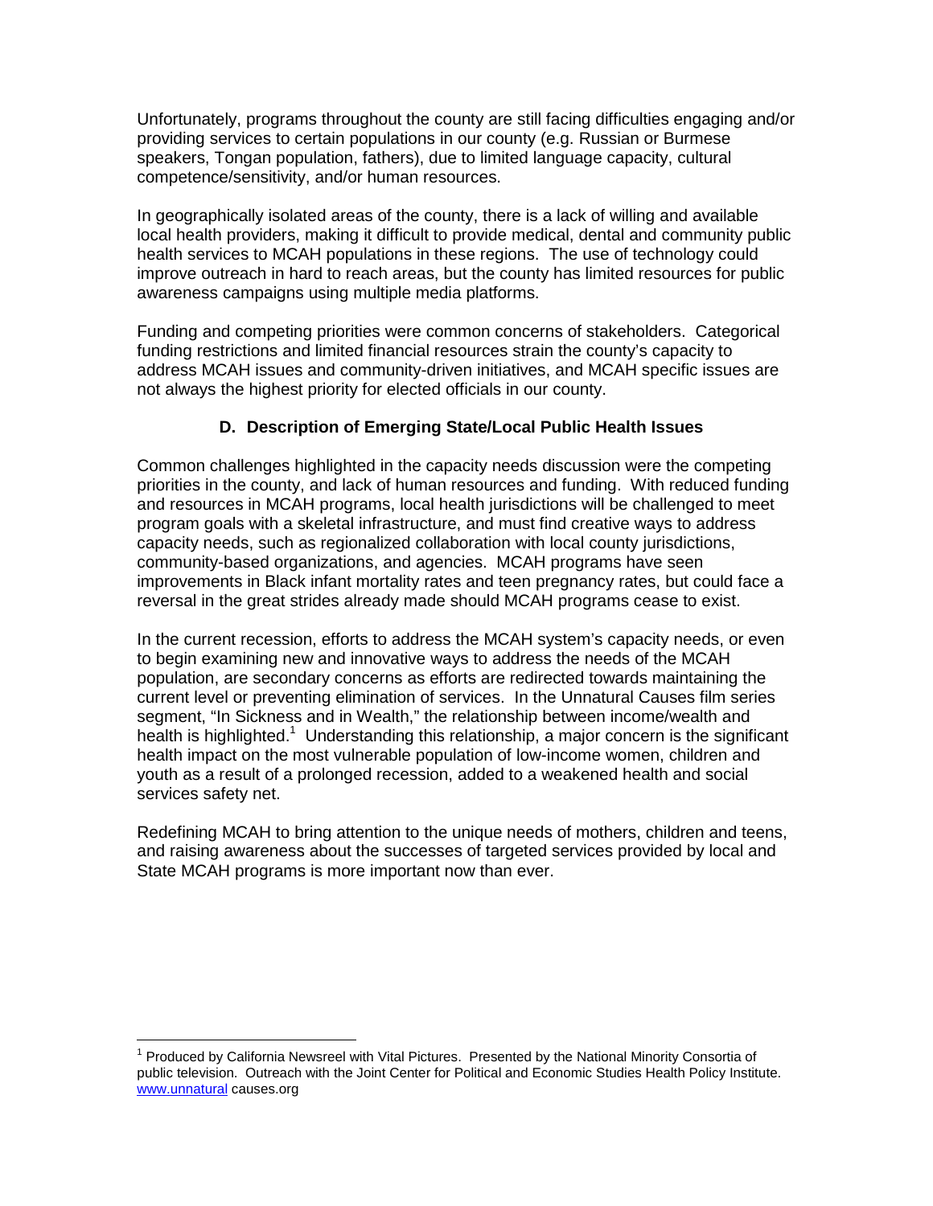Unfortunately, programs throughout the county are still facing difficulties engaging and/or providing services to certain populations in our county (e.g. Russian or Burmese speakers, Tongan population, fathers), due to limited language capacity, cultural competence/sensitivity, and/or human resources.

In geographically isolated areas of the county, there is a lack of willing and available local health providers, making it difficult to provide medical, dental and community public health services to MCAH populations in these regions. The use of technology could improve outreach in hard to reach areas, but the county has limited resources for public awareness campaigns using multiple media platforms.

Funding and competing priorities were common concerns of stakeholders. Categorical funding restrictions and limited financial resources strain the county's capacity to address MCAH issues and community-driven initiatives, and MCAH specific issues are not always the highest priority for elected officials in our county.

### D. Description of Emerging State/Local Public Health Issues

Common challenges highlighted in the capacity needs discussion were the competing priorities in the county, and lack of human resources and funding. With reduced funding and resources in MCAH programs, local health jurisdictions will be challenged to meet program goals with a skeletal infrastructure, and must find creative ways to address capacity needs, such as regionalized collaboration with local county jurisdictions, community-based organizations, and agencies. MCAH programs have seen improvements in Black infant mortality rates and teen pregnancy rates, but could face a reversal in the great strides already made should MCAH programs cease to exist.

In the current recession, efforts to address the MCAH system's capacity needs, or even to begin examining new and innovative ways to address the needs of the MCAH population, are secondary concerns as efforts are redirected towards maintaining the current level or preventing elimination of services. In the Unnatural Causes film series segment, "In Sickness and in Wealth," the relationship between income/wealth and health is highlighted.[1] Understanding this relationship, a major concern is the significant health impact on the most vulnerable population of low-income women, children and youth as a result of a prolonged recession, added to a weakened health and social services safety net.

Redefining MCAH to bring attention to the unique needs of mothers, children and teens, and raising awareness about the successes of targeted services provided by local and State MCAH programs is more important now than ever.

---

[1] Produced by California Newsreel with Vital Pictures. Presented by the National Minority Consortia of public television. Outreach with the Joint Center for Political and Economic Studies Health Policy Institute. www.unnatural causes.org